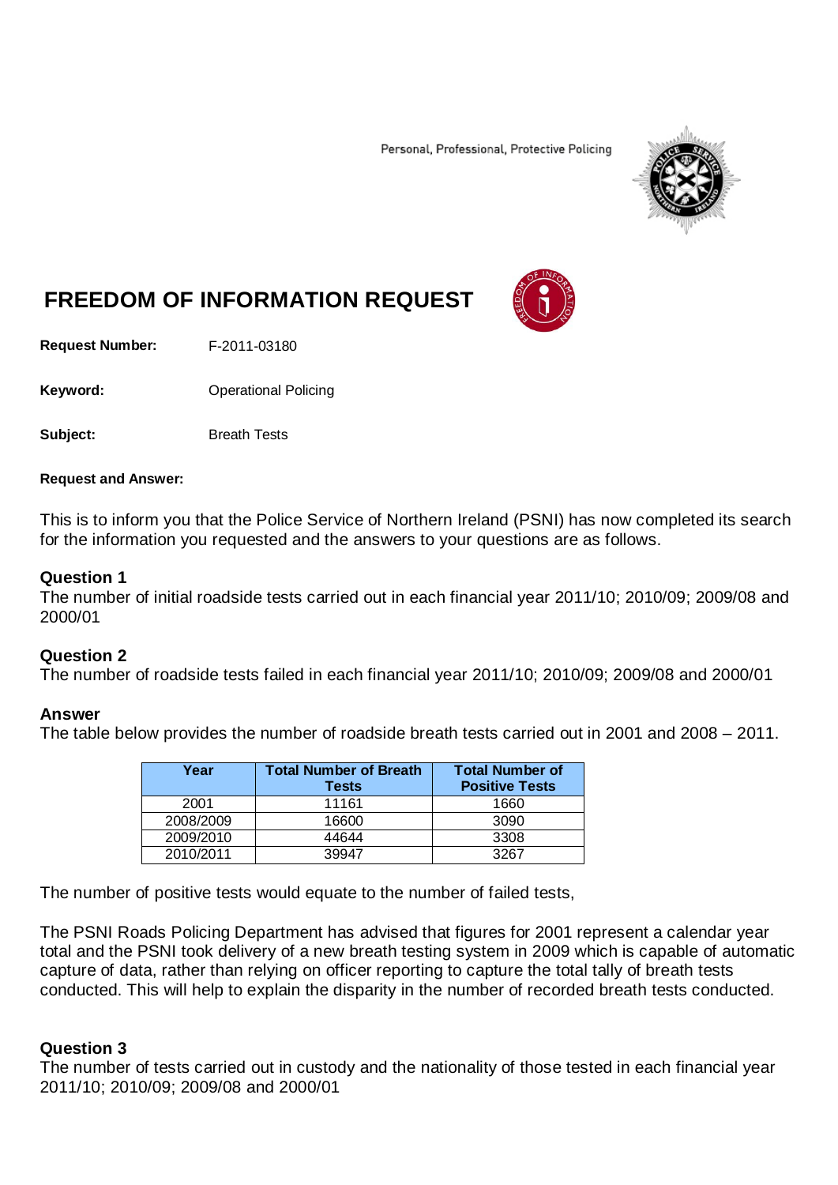Personal, Professional, Protective Policing

# FREEDOM OF INFORMATION REQUEST

**Request Number:** F-2011-03180

**Keyword:** Operational Policing

**Subject:** Breath Tests

**Request and Answer:**

This is to inform you that the Police Service of Northern Ireland (PSNI) has now completed its search for the information you requested and the answers to your questions are as follows.

**Question 1**
The number of initial roadside tests carried out in each financial year 2011/10; 2010/09; 2009/08 and 2000/01

**Question 2**
The number of roadside tests failed in each financial year 2011/10; 2010/09; 2009/08 and 2000/01

**Answer**
The table below provides the number of roadside breath tests carried out in 2001 and 2008 – 2011.

| Year | Total Number of Breath Tests | Total Number of Positive Tests |
|---|---|---|
| 2001 | 11161 | 1660 |
| 2008/2009 | 16600 | 3090 |
| 2009/2010 | 44644 | 3308 |
| 2010/2011 | 39947 | 3267 |

The number of positive tests would equate to the number of failed tests,

The PSNI Roads Policing Department has advised that figures for 2001 represent a calendar year total and the PSNI took delivery of a new breath testing system in 2009 which is capable of automatic capture of data, rather than relying on officer reporting to capture the total tally of breath tests conducted. This will help to explain the disparity in the number of recorded breath tests conducted.

**Question 3**
The number of tests carried out in custody and the nationality of those tested in each financial year 2011/10; 2010/09; 2009/08 and 2000/01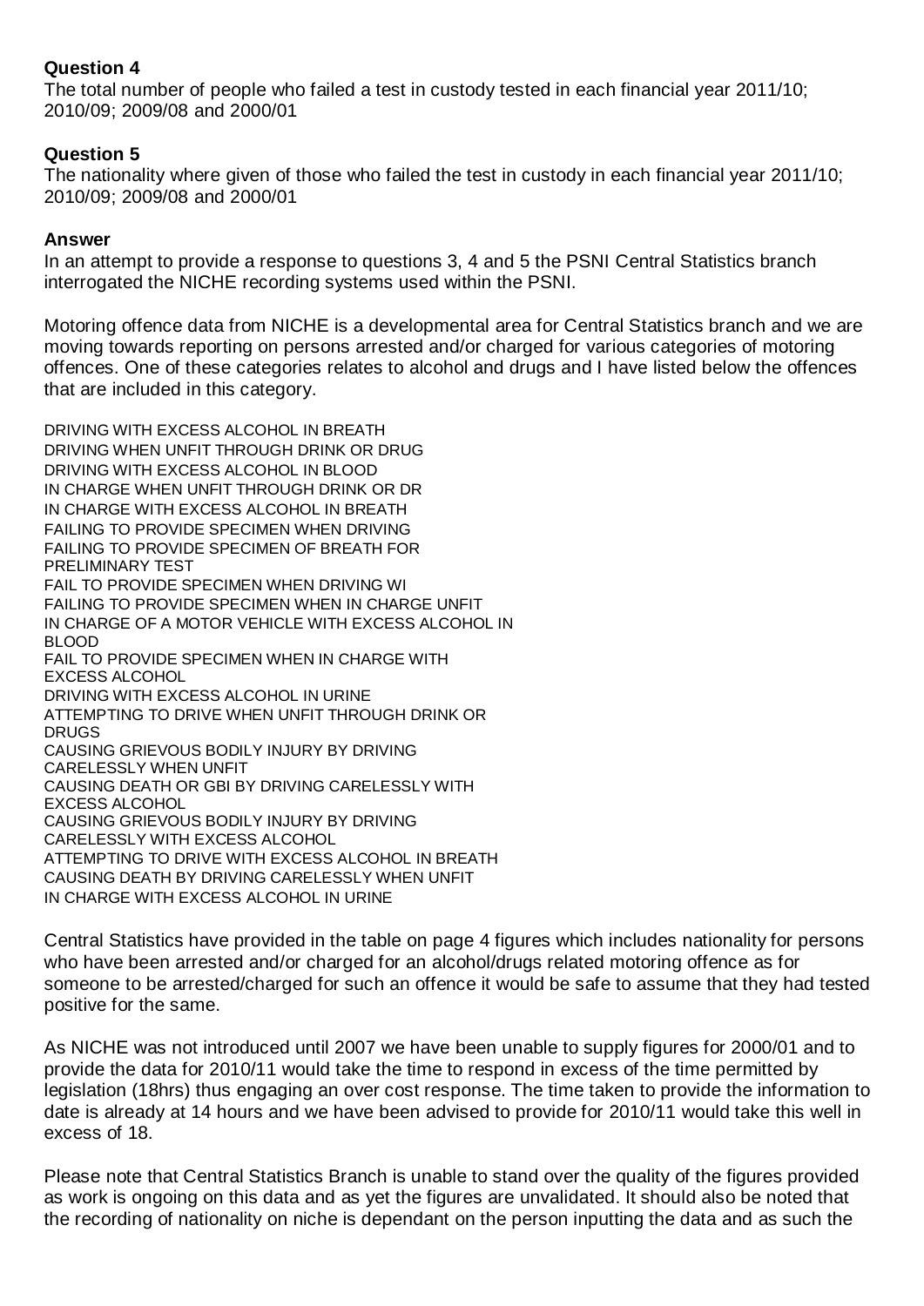**Question 4**
The total number of people who failed a test in custody tested in each financial year 2011/10; 2010/09; 2009/08 and 2000/01

**Question 5**
The nationality where given of those who failed the test in custody in each financial year 2011/10; 2010/09; 2009/08 and 2000/01

**Answer**
In an attempt to provide a response to questions 3, 4 and 5 the PSNI Central Statistics branch interrogated the NICHE recording systems used within the PSNI.

Motoring offence data from NICHE is a developmental area for Central Statistics branch and we are moving towards reporting on persons arrested and/or charged for various categories of motoring offences. One of these categories relates to alcohol and drugs and I have listed below the offences that are included in this category.

DRIVING WITH EXCESS ALCOHOL IN BREATH
DRIVING WHEN UNFIT THROUGH DRINK OR DRUG
DRIVING WITH EXCESS ALCOHOL IN BLOOD
IN CHARGE WHEN UNFIT THROUGH DRINK OR DR
IN CHARGE WITH EXCESS ALCOHOL IN BREATH
FAILING TO PROVIDE SPECIMEN WHEN DRIVING
FAILING TO PROVIDE SPECIMEN OF BREATH FOR PRELIMINARY TEST
FAIL TO PROVIDE SPECIMEN WHEN DRIVING WI
FAILING TO PROVIDE SPECIMEN WHEN IN CHARGE UNFIT
IN CHARGE OF A MOTOR VEHICLE WITH EXCESS ALCOHOL IN BLOOD
FAIL TO PROVIDE SPECIMEN WHEN IN CHARGE WITH EXCESS ALCOHOL
DRIVING WITH EXCESS ALCOHOL IN URINE
ATTEMPTING TO DRIVE WHEN UNFIT THROUGH DRINK OR DRUGS
CAUSING GRIEVOUS BODILY INJURY BY DRIVING CARELESSLY WHEN UNFIT
CAUSING DEATH OR GBI BY DRIVING CARELESSLY WITH EXCESS ALCOHOL
CAUSING GRIEVOUS BODILY INJURY BY DRIVING CARELESSLY WITH EXCESS ALCOHOL
ATTEMPTING TO DRIVE WITH EXCESS ALCOHOL IN BREATH
CAUSING DEATH BY DRIVING CARELESSLY WHEN UNFIT
IN CHARGE WITH EXCESS ALCOHOL IN URINE

Central Statistics have provided in the table on page 4 figures which includes nationality for persons who have been arrested and/or charged for an alcohol/drugs related motoring offence as for someone to be arrested/charged for such an offence it would be safe to assume that they had tested positive for the same.

As NICHE was not introduced until 2007 we have been unable to supply figures for 2000/01 and to provide the data for 2010/11 would take the time to respond in excess of the time permitted by legislation (18hrs) thus engaging an over cost response. The time taken to provide the information to date is already at 14 hours and we have been advised to provide for 2010/11 would take this well in excess of 18.

Please note that Central Statistics Branch is unable to stand over the quality of the figures provided as work is ongoing on this data and as yet the figures are unvalidated. It should also be noted that the recording of nationality on niche is dependant on the person inputting the data and as such the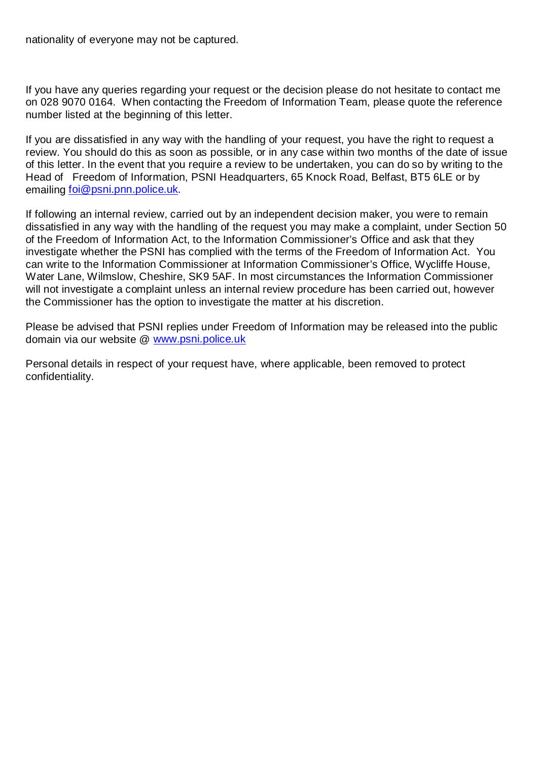nationality of everyone may not be captured.

If you have any queries regarding your request or the decision please do not hesitate to contact me on 028 9070 0164. When contacting the Freedom of Information Team, please quote the reference number listed at the beginning of this letter.

If you are dissatisfied in any way with the handling of your request, you have the right to request a review. You should do this as soon as possible, or in any case within two months of the date of issue of this letter. In the event that you require a review to be undertaken, you can do so by writing to the Head of Freedom of Information, PSNI Headquarters, 65 Knock Road, Belfast, BT5 6LE or by emailing [foi@psni.pnn.police.uk](mailto:foi@psni.pnn.police.uk).

If following an internal review, carried out by an independent decision maker, you were to remain dissatisfied in any way with the handling of the request you may make a complaint, under Section 50 of the Freedom of Information Act, to the Information Commissioner's Office and ask that they investigate whether the PSNI has complied with the terms of the Freedom of Information Act. You can write to the Information Commissioner at Information Commissioner's Office, Wycliffe House, Water Lane, Wilmslow, Cheshire, SK9 5AF. In most circumstances the Information Commissioner will not investigate a complaint unless an internal review procedure has been carried out, however the Commissioner has the option to investigate the matter at his discretion.

Please be advised that PSNI replies under Freedom of Information may be released into the public domain via our website @ [www.psni.police.uk](http://www.psni.police.uk)

Personal details in respect of your request have, where applicable, been removed to protect confidentiality.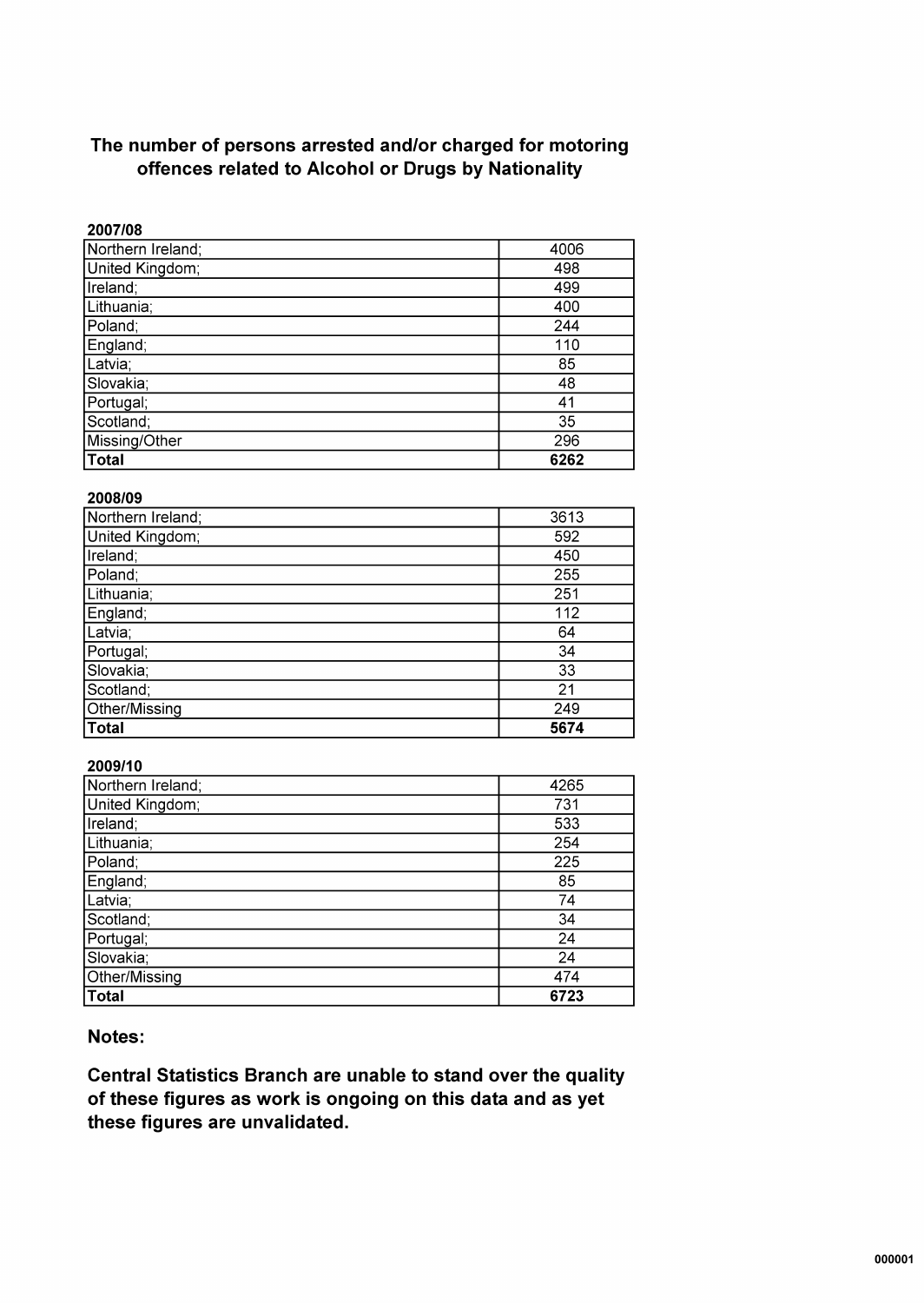# The number of persons arrested and/or charged for motoring offences related to Alcohol or Drugs by Nationality

**2007/08**

| | |
|---|---|
| Northern Ireland; | 4006 |
| United Kingdom; | 498 |
| Ireland; | 499 |
| Lithuania; | 400 |
| Poland; | 244 |
| England; | 110 |
| Latvia; | 85 |
| Slovakia; | 48 |
| Portugal; | 41 |
| Scotland; | 35 |
| Missing/Other | 296 |
| **Total** | **6262** |

**2008/09**

| | |
|---|---|
| Northern Ireland; | 3613 |
| United Kingdom; | 592 |
| Ireland; | 450 |
| Poland; | 255 |
| Lithuania; | 251 |
| England; | 112 |
| Latvia; | 64 |
| Portugal; | 34 |
| Slovakia; | 33 |
| Scotland; | 21 |
| Other/Missing | 249 |
| **Total** | **5674** |

**2009/10**

| | |
|---|---|
| Northern Ireland; | 4265 |
| United Kingdom; | 731 |
| Ireland; | 533 |
| Lithuania; | 254 |
| Poland; | 225 |
| England; | 85 |
| Latvia; | 74 |
| Scotland; | 34 |
| Portugal; | 24 |
| Slovakia; | 24 |
| Other/Missing | 474 |
| **Total** | **6723** |

**Notes:**

**Central Statistics Branch are unable to stand over the quality of these figures as work is ongoing on this data and as yet these figures are unvalidated.**